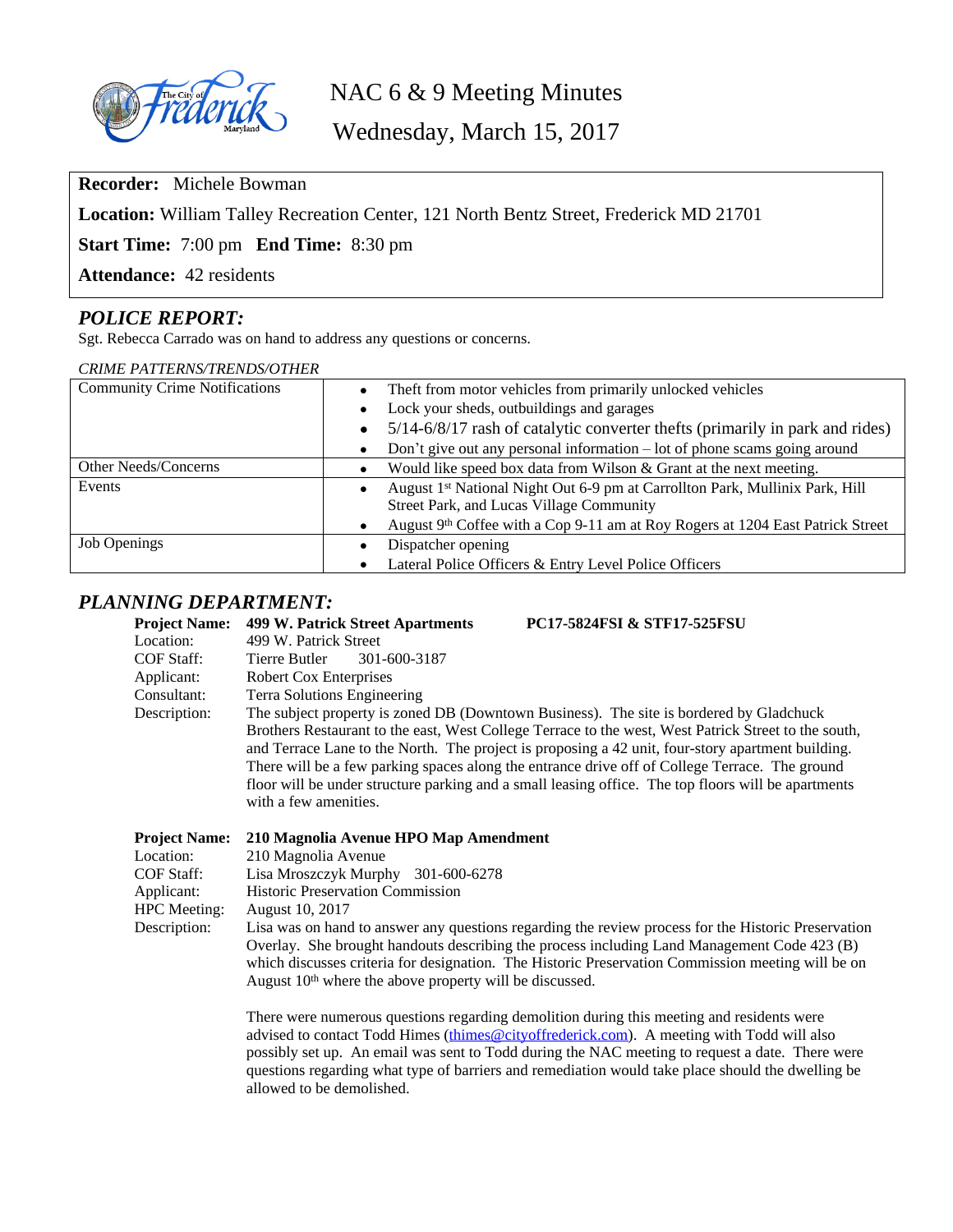# NAC 6 & 9 Meeting Minutes

## Wednesday, March 15, 2017

**Recorder:** Michele Bowman

**Location:** William Talley Recreation Center, 121 North Bentz Street, Frederick MD 21701

**Start Time:** 7:00 pm **End Time:** 8:30 pm

**Attendance:** 42 residents

## *POLICE REPORT:*

Sgt. Rebecca Carrado was on hand to address any questions or concerns.

*CRIME PATTERNS/TRENDS/OTHER*

| | |
|---|---|
| Community Crime Notifications | • Theft from motor vehicles from primarily unlocked vehicles<br>• Lock your sheds, outbuildings and garages<br>• 5/14-6/8/17 rash of catalytic converter thefts (primarily in park and rides)<br>• Don't give out any personal information – lot of phone scams going around |
| Other Needs/Concerns | • Would like speed box data from Wilson & Grant at the next meeting. |
| Events | • August 1st National Night Out 6-9 pm at Carrollton Park, Mullinix Park, Hill Street Park, and Lucas Village Community<br>• August 9th Coffee with a Cop 9-11 am at Roy Rogers at 1204 East Patrick Street |
| Job Openings | • Dispatcher opening<br>• Lateral Police Officers & Entry Level Police Officers |

## *PLANNING DEPARTMENT:*

**Project Name:** **499 W. Patrick Street Apartments** **PC17-5824FSI & STF17-525FSU**
Location: 499 W. Patrick Street
COF Staff: Tierre Butler 301-600-3187
Applicant: Robert Cox Enterprises
Consultant: Terra Solutions Engineering
Description: The subject property is zoned DB (Downtown Business). The site is bordered by Gladchuck Brothers Restaurant to the east, West College Terrace to the west, West Patrick Street to the south, and Terrace Lane to the North. The project is proposing a 42 unit, four-story apartment building. There will be a few parking spaces along the entrance drive off of College Terrace. The ground floor will be under structure parking and a small leasing office. The top floors will be apartments with a few amenities.

**Project Name:** **210 Magnolia Avenue HPO Map Amendment**
Location: 210 Magnolia Avenue
COF Staff: Lisa Mroszczyk Murphy 301-600-6278
Applicant: Historic Preservation Commission
HPC Meeting: August 10, 2017
Description: Lisa was on hand to answer any questions regarding the review process for the Historic Preservation Overlay. She brought handouts describing the process including Land Management Code 423 (B) which discusses criteria for designation. The Historic Preservation Commission meeting will be on August 10th where the above property will be discussed.

There were numerous questions regarding demolition during this meeting and residents were advised to contact Todd Himes (thimes@cityoffrederick.com). A meeting with Todd will also possibly set up. An email was sent to Todd during the NAC meeting to request a date. There were questions regarding what type of barriers and remediation would take place should the dwelling be allowed to be demolished.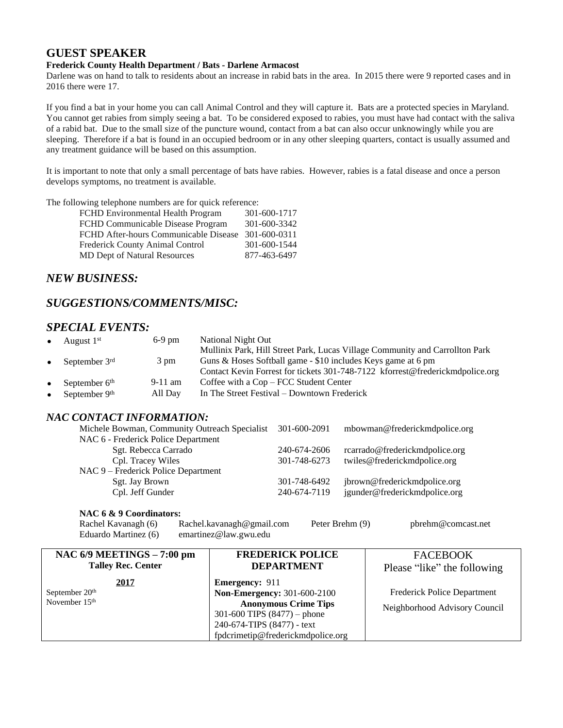## GUEST SPEAKER

**Frederick County Health Department / Bats - Darlene Armacost**

Darlene was on hand to talk to residents about an increase in rabid bats in the area. In 2015 there were 9 reported cases and in 2016 there were 17.

If you find a bat in your home you can call Animal Control and they will capture it. Bats are a protected species in Maryland. You cannot get rabies from simply seeing a bat. To be considered exposed to rabies, you must have had contact with the saliva of a rabid bat. Due to the small size of the puncture wound, contact from a bat can also occur unknowingly while you are sleeping. Therefore if a bat is found in an occupied bedroom or in any other sleeping quarters, contact is usually assumed and any treatment guidance will be based on this assumption.

It is important to note that only a small percentage of bats have rabies. However, rabies is a fatal disease and once a person develops symptoms, no treatment is available.

The following telephone numbers are for quick reference:

| | |
|---|---|
| FCHD Environmental Health Program | 301-600-1717 |
| FCHD Communicable Disease Program | 301-600-3342 |
| FCHD After-hours Communicable Disease | 301-600-0311 |
| Frederick County Animal Control | 301-600-1544 |
| MD Dept of Natural Resources | 877-463-6497 |

## *NEW BUSINESS:*

## *SUGGESTIONS/COMMENTS/MISC:*

## *SPECIAL EVENTS:*

- August 1st — 6-9 pm — National Night Out
  Mullinix Park, Hill Street Park, Lucas Village Community and Carrollton Park
- September 3rd — 3 pm — Guns & Hoses Softball game - $10 includes Keys game at 6 pm
  Contact Kevin Forrest for tickets 301-748-7122 kforrest@frederickmdpolice.org
- September 6th — 9-11 am — Coffee with a Cop – FCC Student Center
- September 9th — All Day — In The Street Festival – Downtown Frederick

## *NAC CONTACT INFORMATION:*

| | | |
|---|---|---|
| Michele Bowman, Community Outreach Specialist | 301-600-2091 | mbowman@frederickmdpolice.org |
| NAC 6 - Frederick Police Department | | |
| Sgt. Rebecca Carrado | 240-674-2606 | rcarrado@frederickmdpolice.org |
| Cpl. Tracey Wiles | 301-748-6273 | twiles@frederickmdpolice.org |
| NAC 9 – Frederick Police Department | | |
| Sgt. Jay Brown | 301-748-6492 | jbrown@frederickmdpolice.org |
| Cpl. Jeff Gunder | 240-674-7119 | jgunder@frederickmdpolice.org |

**NAC 6 & 9 Coordinators:**

| | | | |
|---|---|---|---|
| Rachel Kavanagh (6) | Rachel.kavanagh@gmail.com | Peter Brehm (9) | pbrehm@comcast.net |
| Eduardo Martinez (6) | emartinez@law.gwu.edu | | |

| **NAC 6/9 MEETINGS – 7:00 pm** **Talley Rec. Center** | **FREDERICK POLICE DEPARTMENT** | FACEBOOK Please "like" the following |
|---|---|---|
| **2017** September 20th November 15th | **Emergency:** 911 **Non-Emergency:** 301-600-2100 **Anonymous Crime Tips** 301-600 TIPS (8477) – phone 240-674-TIPS (8477) - text fpdcrimetip@frederickmdpolice.org | Frederick Police Department Neighborhood Advisory Council |